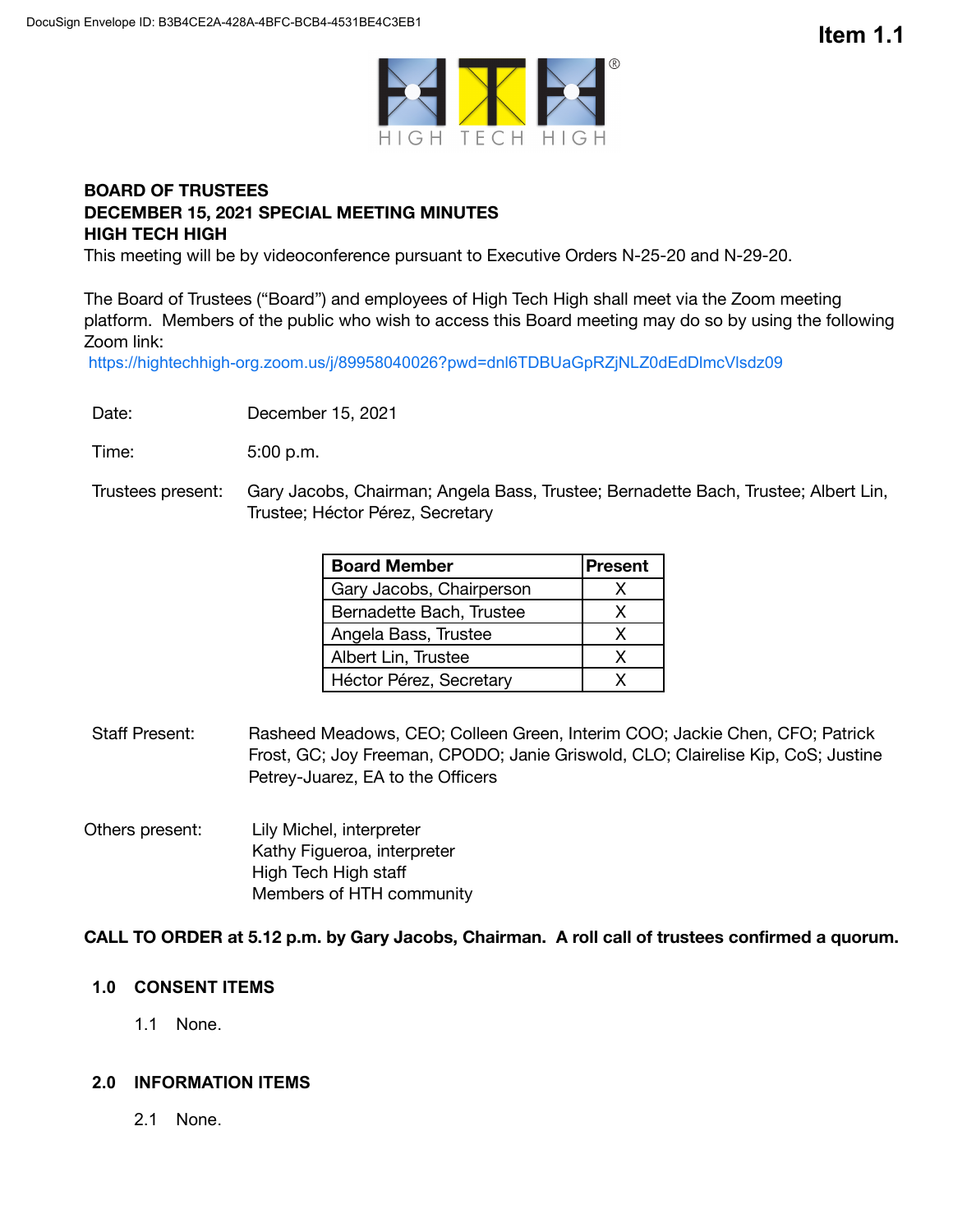DocuSign Envelope ID: B3B4CE2A-428A-4BFC-BCB4-4531BE4C3EB1

**Item 1.1**

HIGH TECH HIGH

**BOARD OF TRUSTEES**
**DECEMBER 15, 2021 SPECIAL MEETING MINUTES**
**HIGH TECH HIGH**

This meeting will be by videoconference pursuant to Executive Orders N-25-20 and N-29-20.

The Board of Trustees ("Board") and employees of High Tech High shall meet via the Zoom meeting platform. Members of the public who wish to access this Board meeting may do so by using the following Zoom link:
https://hightechhigh-org.zoom.us/j/89958040026?pwd=dnl6TDBUaGpRZjNLZ0dEdDlmcVlsdz09

Date: December 15, 2021

Time: 5:00 p.m.

Trustees present: Gary Jacobs, Chairman; Angela Bass, Trustee; Bernadette Bach, Trustee; Albert Lin, Trustee; Héctor Pérez, Secretary

| Board Member | Present |
|---|---|
| Gary Jacobs, Chairperson | X |
| Bernadette Bach, Trustee | X |
| Angela Bass, Trustee | X |
| Albert Lin, Trustee | X |
| Héctor Pérez, Secretary | X |

Staff Present: Rasheed Meadows, CEO; Colleen Green, Interim COO; Jackie Chen, CFO; Patrick Frost, GC; Joy Freeman, CPODO; Janie Griswold, CLO; Clairelise Kip, CoS; Justine Petrey-Juarez, EA to the Officers

Others present:
Lily Michel, interpreter
Kathy Figueroa, interpreter
High Tech High staff
Members of HTH community

**CALL TO ORDER at 5.12 p.m. by Gary Jacobs, Chairman. A roll call of trustees confirmed a quorum.**

## 1.0 CONSENT ITEMS

1.1 None.

## 2.0 INFORMATION ITEMS

2.1 None.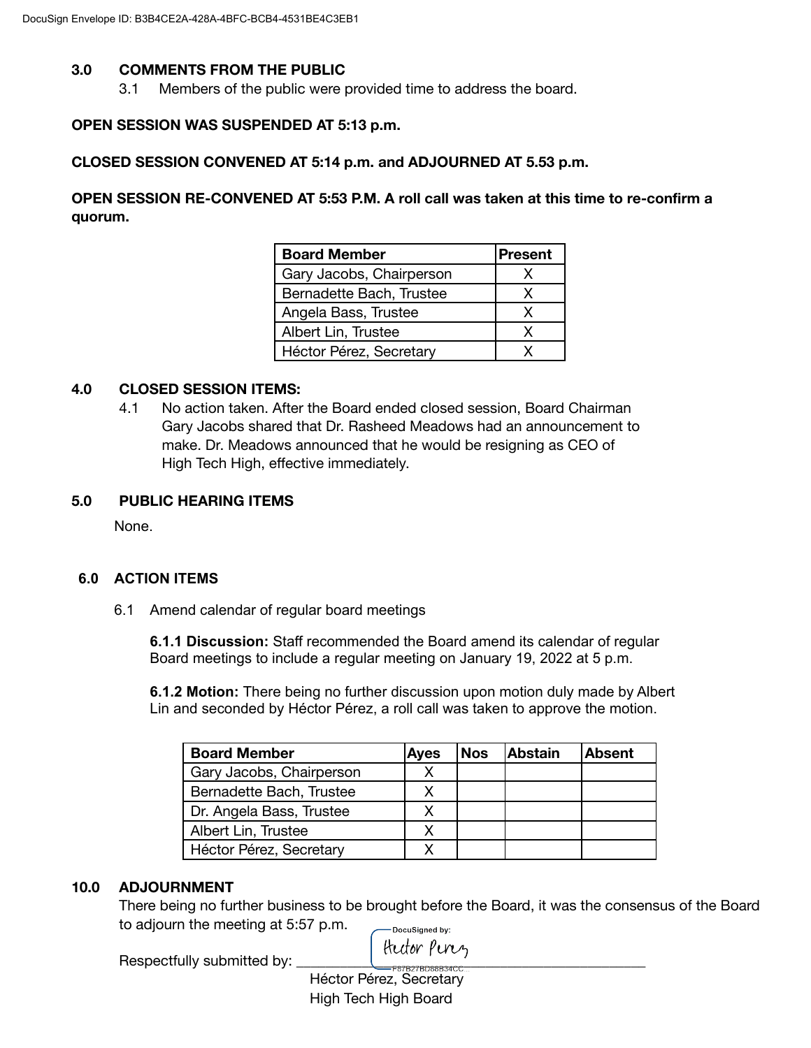### 3.0 COMMENTS FROM THE PUBLIC

3.1 Members of the public were provided time to address the board.

**OPEN SESSION WAS SUSPENDED AT 5:13 p.m.**

**CLOSED SESSION CONVENED AT 5:14 p.m. and ADJOURNED AT 5.53 p.m.**

**OPEN SESSION RE-CONVENED AT 5:53 P.M. A roll call was taken at this time to re-confirm a quorum.**

| Board Member | Present |
|---|---|
| Gary Jacobs, Chairperson | X |
| Bernadette Bach, Trustee | X |
| Angela Bass, Trustee | X |
| Albert Lin, Trustee | X |
| Héctor Pérez, Secretary | X |

### 4.0 CLOSED SESSION ITEMS:

4.1 No action taken. After the Board ended closed session, Board Chairman Gary Jacobs shared that Dr. Rasheed Meadows had an announcement to make. Dr. Meadows announced that he would be resigning as CEO of High Tech High, effective immediately.

### 5.0 PUBLIC HEARING ITEMS

None.

### 6.0 ACTION ITEMS

6.1 Amend calendar of regular board meetings

**6.1.1 Discussion:** Staff recommended the Board amend its calendar of regular Board meetings to include a regular meeting on January 19, 2022 at 5 p.m.

**6.1.2 Motion:** There being no further discussion upon motion duly made by Albert Lin and seconded by Héctor Pérez, a roll call was taken to approve the motion.

| Board Member | Ayes | Nos | Abstain | Absent |
|---|---|---|---|---|
| Gary Jacobs, Chairperson | X | | | |
| Bernadette Bach, Trustee | X | | | |
| Dr. Angela Bass, Trustee | X | | | |
| Albert Lin, Trustee | X | | | |
| Héctor Pérez, Secretary | X | | | |

### 10.0 ADJOURNMENT

There being no further business to be brought before the Board, it was the consensus of the Board to adjourn the meeting at 5:57 p.m.

Respectfully submitted by: DocuSigned by: Héctor Pérez F87B27BD88B34CC

Héctor Pérez, Secretary
High Tech High Board